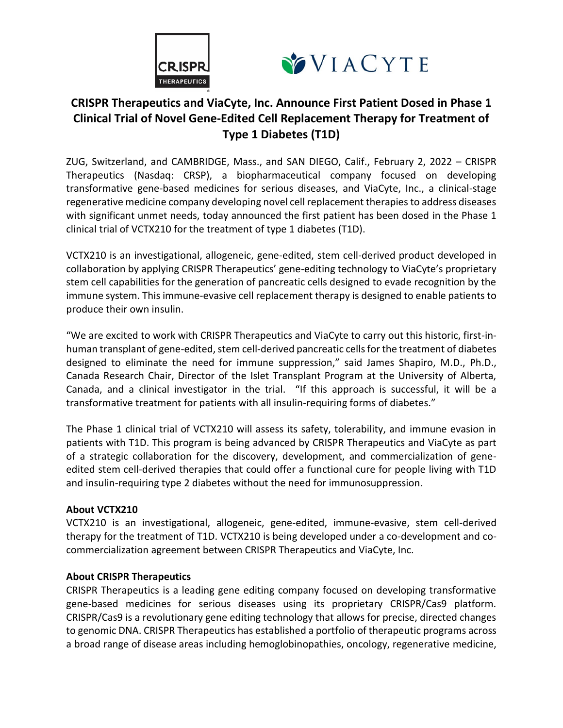# CRISPR Therapeutics and ViaCyte, Inc. Announce First Patient Dosed in Phase 1 Clinical Trial of Novel Gene-Edited Cell Replacement Therapy for Treatment of Type 1 Diabetes (T1D)

ZUG, Switzerland, and CAMBRIDGE, Mass., and SAN DIEGO, Calif., February 2, 2022 – CRISPR Therapeutics (Nasdaq: CRSP), a biopharmaceutical company focused on developing transformative gene-based medicines for serious diseases, and ViaCyte, Inc., a clinical-stage regenerative medicine company developing novel cell replacement therapies to address diseases with significant unmet needs, today announced the first patient has been dosed in the Phase 1 clinical trial of VCTX210 for the treatment of type 1 diabetes (T1D).

VCTX210 is an investigational, allogeneic, gene-edited, stem cell-derived product developed in collaboration by applying CRISPR Therapeutics' gene-editing technology to ViaCyte's proprietary stem cell capabilities for the generation of pancreatic cells designed to evade recognition by the immune system. This immune-evasive cell replacement therapy is designed to enable patients to produce their own insulin.

"We are excited to work with CRISPR Therapeutics and ViaCyte to carry out this historic, first-in-human transplant of gene-edited, stem cell-derived pancreatic cells for the treatment of diabetes designed to eliminate the need for immune suppression," said James Shapiro, M.D., Ph.D., Canada Research Chair, Director of the Islet Transplant Program at the University of Alberta, Canada, and a clinical investigator in the trial. "If this approach is successful, it will be a transformative treatment for patients with all insulin-requiring forms of diabetes."

The Phase 1 clinical trial of VCTX210 will assess its safety, tolerability, and immune evasion in patients with T1D. This program is being advanced by CRISPR Therapeutics and ViaCyte as part of a strategic collaboration for the discovery, development, and commercialization of gene-edited stem cell-derived therapies that could offer a functional cure for people living with T1D and insulin-requiring type 2 diabetes without the need for immunosuppression.

**About VCTX210**

VCTX210 is an investigational, allogeneic, gene-edited, immune-evasive, stem cell-derived therapy for the treatment of T1D. VCTX210 is being developed under a co-development and co-commercialization agreement between CRISPR Therapeutics and ViaCyte, Inc.

**About CRISPR Therapeutics**

CRISPR Therapeutics is a leading gene editing company focused on developing transformative gene-based medicines for serious diseases using its proprietary CRISPR/Cas9 platform. CRISPR/Cas9 is a revolutionary gene editing technology that allows for precise, directed changes to genomic DNA. CRISPR Therapeutics has established a portfolio of therapeutic programs across a broad range of disease areas including hemoglobinopathies, oncology, regenerative medicine,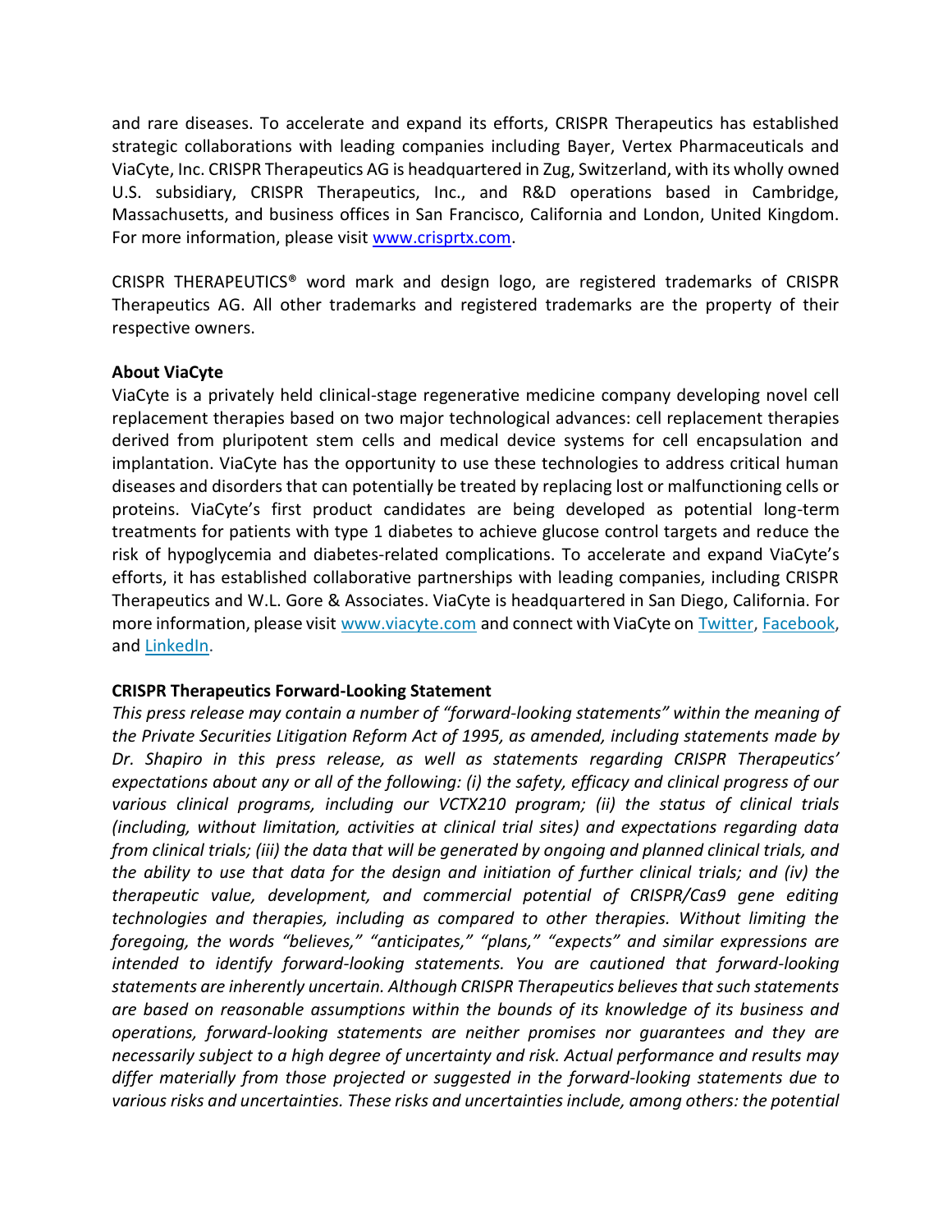and rare diseases. To accelerate and expand its efforts, CRISPR Therapeutics has established strategic collaborations with leading companies including Bayer, Vertex Pharmaceuticals and ViaCyte, Inc. CRISPR Therapeutics AG is headquartered in Zug, Switzerland, with its wholly owned U.S. subsidiary, CRISPR Therapeutics, Inc., and R&D operations based in Cambridge, Massachusetts, and business offices in San Francisco, California and London, United Kingdom. For more information, please visit [www.crisprtx.com](www.crisprtx.com).

CRISPR THERAPEUTICS® word mark and design logo, are registered trademarks of CRISPR Therapeutics AG. All other trademarks and registered trademarks are the property of their respective owners.

**About ViaCyte**

ViaCyte is a privately held clinical-stage regenerative medicine company developing novel cell replacement therapies based on two major technological advances: cell replacement therapies derived from pluripotent stem cells and medical device systems for cell encapsulation and implantation. ViaCyte has the opportunity to use these technologies to address critical human diseases and disorders that can potentially be treated by replacing lost or malfunctioning cells or proteins. ViaCyte's first product candidates are being developed as potential long-term treatments for patients with type 1 diabetes to achieve glucose control targets and reduce the risk of hypoglycemia and diabetes-related complications. To accelerate and expand ViaCyte's efforts, it has established collaborative partnerships with leading companies, including CRISPR Therapeutics and W.L. Gore & Associates. ViaCyte is headquartered in San Diego, California. For more information, please visit [www.viacyte.com](www.viacyte.com) and connect with ViaCyte on Twitter, Facebook, and LinkedIn.

**CRISPR Therapeutics Forward-Looking Statement**

*This press release may contain a number of "forward-looking statements" within the meaning of the Private Securities Litigation Reform Act of 1995, as amended, including statements made by Dr. Shapiro in this press release, as well as statements regarding CRISPR Therapeutics' expectations about any or all of the following: (i) the safety, efficacy and clinical progress of our various clinical programs, including our VCTX210 program; (ii) the status of clinical trials (including, without limitation, activities at clinical trial sites) and expectations regarding data from clinical trials; (iii) the data that will be generated by ongoing and planned clinical trials, and the ability to use that data for the design and initiation of further clinical trials; and (iv) the therapeutic value, development, and commercial potential of CRISPR/Cas9 gene editing technologies and therapies, including as compared to other therapies. Without limiting the foregoing, the words "believes," "anticipates," "plans," "expects" and similar expressions are intended to identify forward-looking statements. You are cautioned that forward-looking statements are inherently uncertain. Although CRISPR Therapeutics believes that such statements are based on reasonable assumptions within the bounds of its knowledge of its business and operations, forward-looking statements are neither promises nor guarantees and they are necessarily subject to a high degree of uncertainty and risk. Actual performance and results may differ materially from those projected or suggested in the forward-looking statements due to various risks and uncertainties. These risks and uncertainties include, among others: the potential*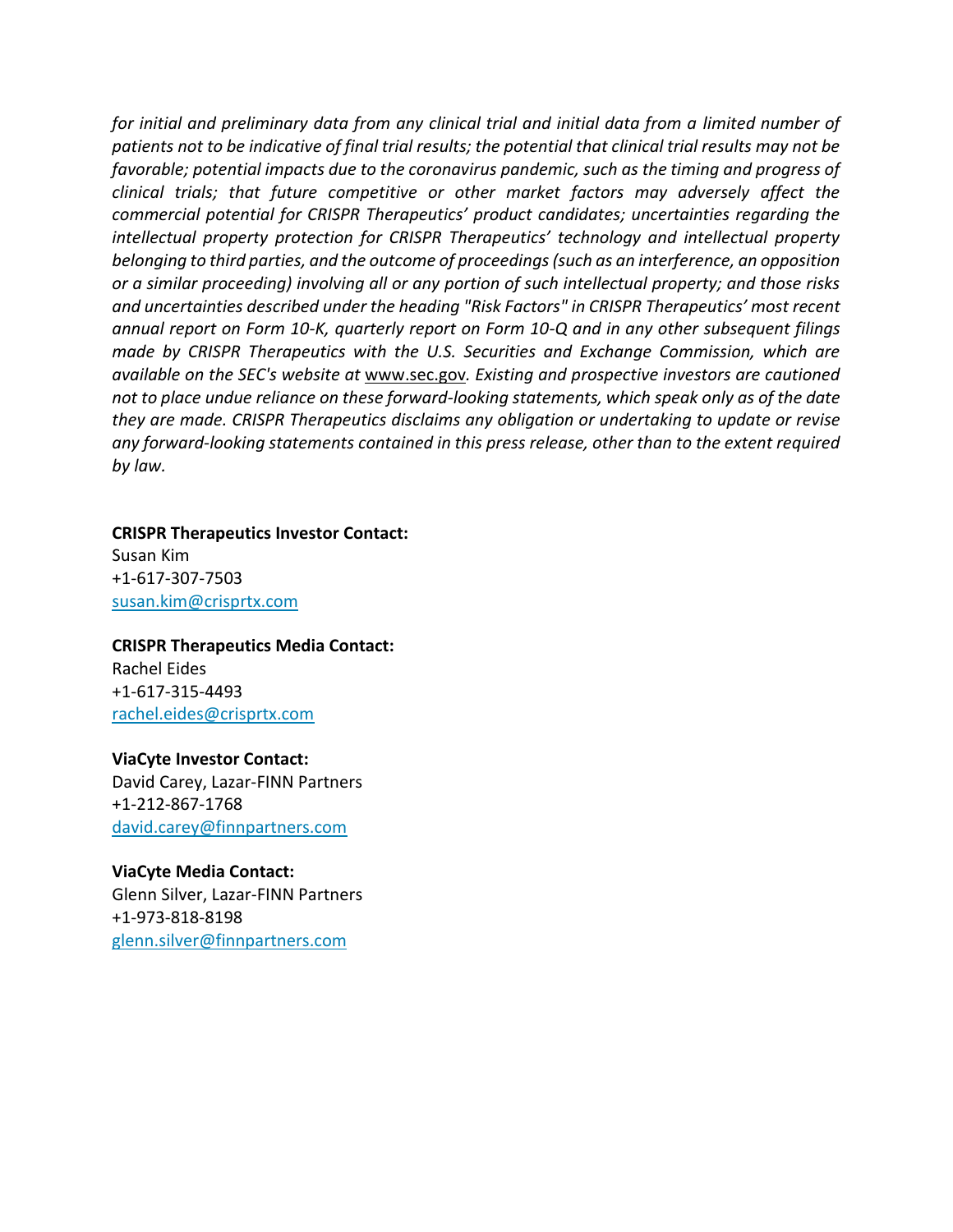*for initial and preliminary data from any clinical trial and initial data from a limited number of patients not to be indicative of final trial results; the potential that clinical trial results may not be favorable; potential impacts due to the coronavirus pandemic, such as the timing and progress of clinical trials; that future competitive or other market factors may adversely affect the commercial potential for CRISPR Therapeutics' product candidates; uncertainties regarding the intellectual property protection for CRISPR Therapeutics' technology and intellectual property belonging to third parties, and the outcome of proceedings (such as an interference, an opposition or a similar proceeding) involving all or any portion of such intellectual property; and those risks and uncertainties described under the heading "Risk Factors" in CRISPR Therapeutics' most recent annual report on Form 10-K, quarterly report on Form 10-Q and in any other subsequent filings made by CRISPR Therapeutics with the U.S. Securities and Exchange Commission, which are available on the SEC's website at* www.sec.gov*. Existing and prospective investors are cautioned not to place undue reliance on these forward-looking statements, which speak only as of the date they are made. CRISPR Therapeutics disclaims any obligation or undertaking to update or revise any forward-looking statements contained in this press release, other than to the extent required by law.*

**CRISPR Therapeutics Investor Contact:**
Susan Kim
+1-617-307-7503
susan.kim@crisprtx.com

**CRISPR Therapeutics Media Contact:**
Rachel Eides
+1-617-315-4493
rachel.eides@crisprtx.com

**ViaCyte Investor Contact:**
David Carey, Lazar-FINN Partners
+1-212-867-1768
david.carey@finnpartners.com

**ViaCyte Media Contact:**
Glenn Silver, Lazar-FINN Partners
+1-973-818-8198
glenn.silver@finnpartners.com